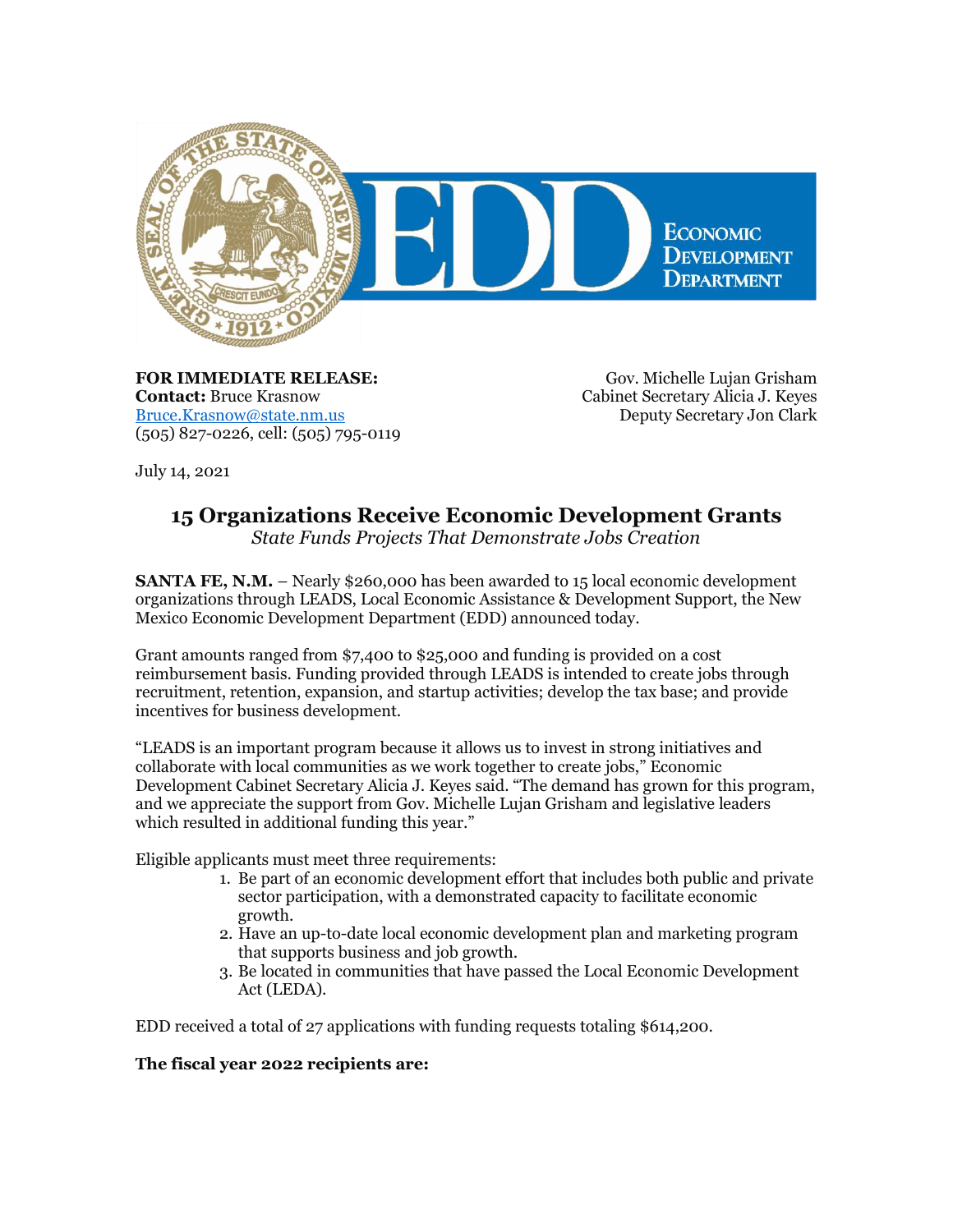**FOR IMMEDIATE RELEASE:**
**Contact:** Bruce Krasnow
Bruce.Krasnow@state.nm.us
(505) 827-0226, cell: (505) 795-0119

Gov. Michelle Lujan Grisham
Cabinet Secretary Alicia J. Keyes
Deputy Secretary Jon Clark

July 14, 2021

# 15 Organizations Receive Economic Development Grants

*State Funds Projects That Demonstrate Jobs Creation*

**SANTA FE, N.M.** – Nearly $260,000 has been awarded to 15 local economic development organizations through LEADS, Local Economic Assistance & Development Support, the New Mexico Economic Development Department (EDD) announced today.

Grant amounts ranged from $7,400 to $25,000 and funding is provided on a cost reimbursement basis. Funding provided through LEADS is intended to create jobs through recruitment, retention, expansion, and startup activities; develop the tax base; and provide incentives for business development.

"LEADS is an important program because it allows us to invest in strong initiatives and collaborate with local communities as we work together to create jobs," Economic Development Cabinet Secretary Alicia J. Keyes said. "The demand has grown for this program, and we appreciate the support from Gov. Michelle Lujan Grisham and legislative leaders which resulted in additional funding this year."

Eligible applicants must meet three requirements:

1. Be part of an economic development effort that includes both public and private sector participation, with a demonstrated capacity to facilitate economic growth.
2. Have an up-to-date local economic development plan and marketing program that supports business and job growth.
3. Be located in communities that have passed the Local Economic Development Act (LEDA).

EDD received a total of 27 applications with funding requests totaling $614,200.

**The fiscal year 2022 recipients are:**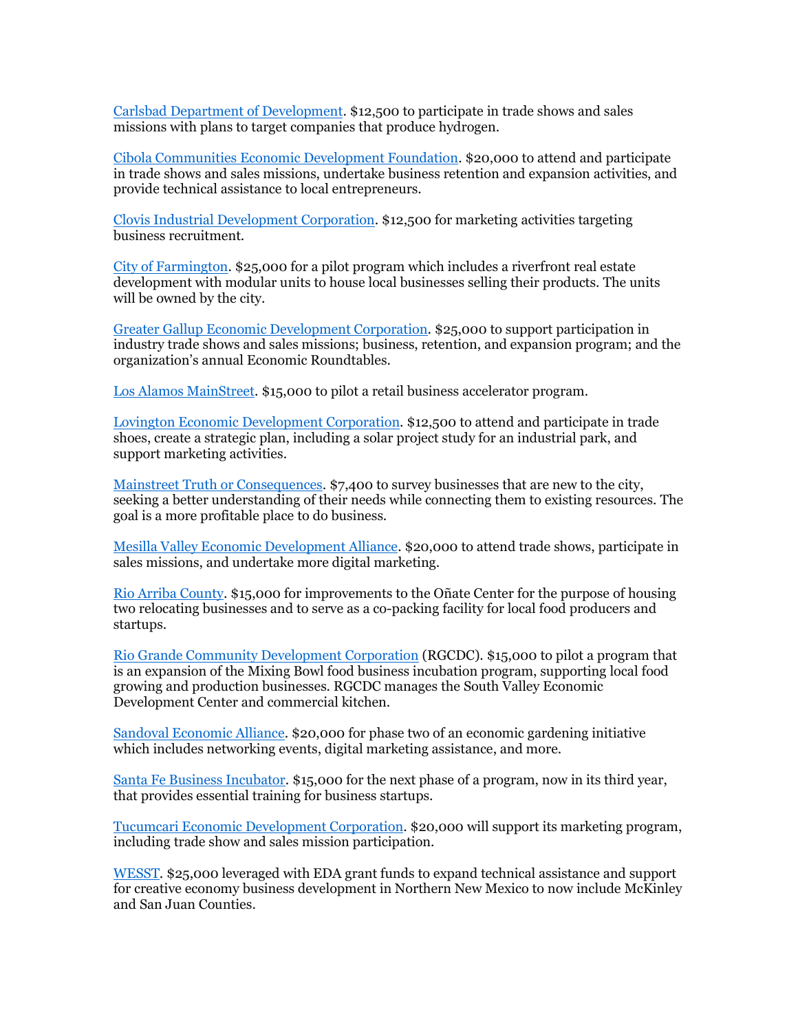Carlsbad Department of Development. $12,500 to participate in trade shows and sales missions with plans to target companies that produce hydrogen.

Cibola Communities Economic Development Foundation. $20,000 to attend and participate in trade shows and sales missions, undertake business retention and expansion activities, and provide technical assistance to local entrepreneurs.

Clovis Industrial Development Corporation. $12,500 for marketing activities targeting business recruitment.

City of Farmington. $25,000 for a pilot program which includes a riverfront real estate development with modular units to house local businesses selling their products. The units will be owned by the city.

Greater Gallup Economic Development Corporation. $25,000 to support participation in industry trade shows and sales missions; business, retention, and expansion program; and the organization's annual Economic Roundtables.

Los Alamos MainStreet. $15,000 to pilot a retail business accelerator program.

Lovington Economic Development Corporation. $12,500 to attend and participate in trade shoes, create a strategic plan, including a solar project study for an industrial park, and support marketing activities.

Mainstreet Truth or Consequences. $7,400 to survey businesses that are new to the city, seeking a better understanding of their needs while connecting them to existing resources. The goal is a more profitable place to do business.

Mesilla Valley Economic Development Alliance. $20,000 to attend trade shows, participate in sales missions, and undertake more digital marketing.

Rio Arriba County. $15,000 for improvements to the Oñate Center for the purpose of housing two relocating businesses and to serve as a co-packing facility for local food producers and startups.

Rio Grande Community Development Corporation (RGCDC). $15,000 to pilot a program that is an expansion of the Mixing Bowl food business incubation program, supporting local food growing and production businesses. RGCDC manages the South Valley Economic Development Center and commercial kitchen.

Sandoval Economic Alliance. $20,000 for phase two of an economic gardening initiative which includes networking events, digital marketing assistance, and more.

Santa Fe Business Incubator. $15,000 for the next phase of a program, now in its third year, that provides essential training for business startups.

Tucumcari Economic Development Corporation. $20,000 will support its marketing program, including trade show and sales mission participation.

WESST. $25,000 leveraged with EDA grant funds to expand technical assistance and support for creative economy business development in Northern New Mexico to now include McKinley and San Juan Counties.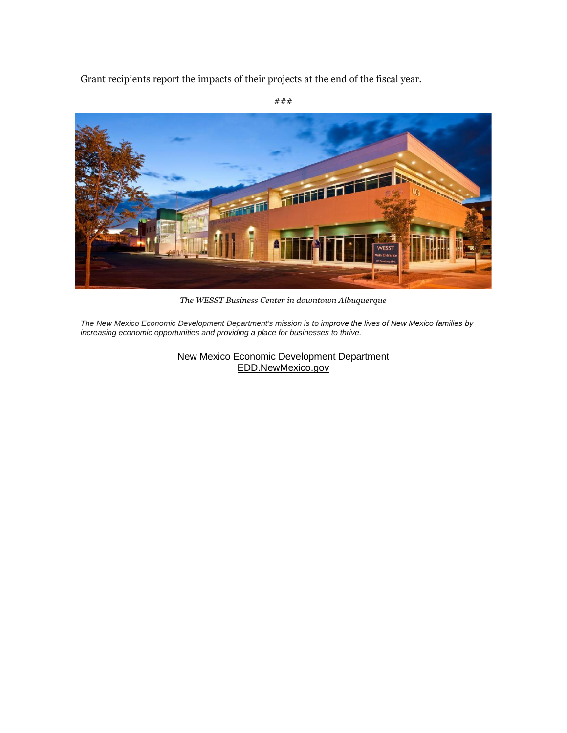Grant recipients report the impacts of their projects at the end of the fiscal year.

###

*The WESST Business Center in downtown Albuquerque*

*The New Mexico Economic Development Department's mission is to improve the lives of New Mexico families by increasing economic opportunities and providing a place for businesses to thrive.*

New Mexico Economic Development Department
EDD.NewMexico.gov